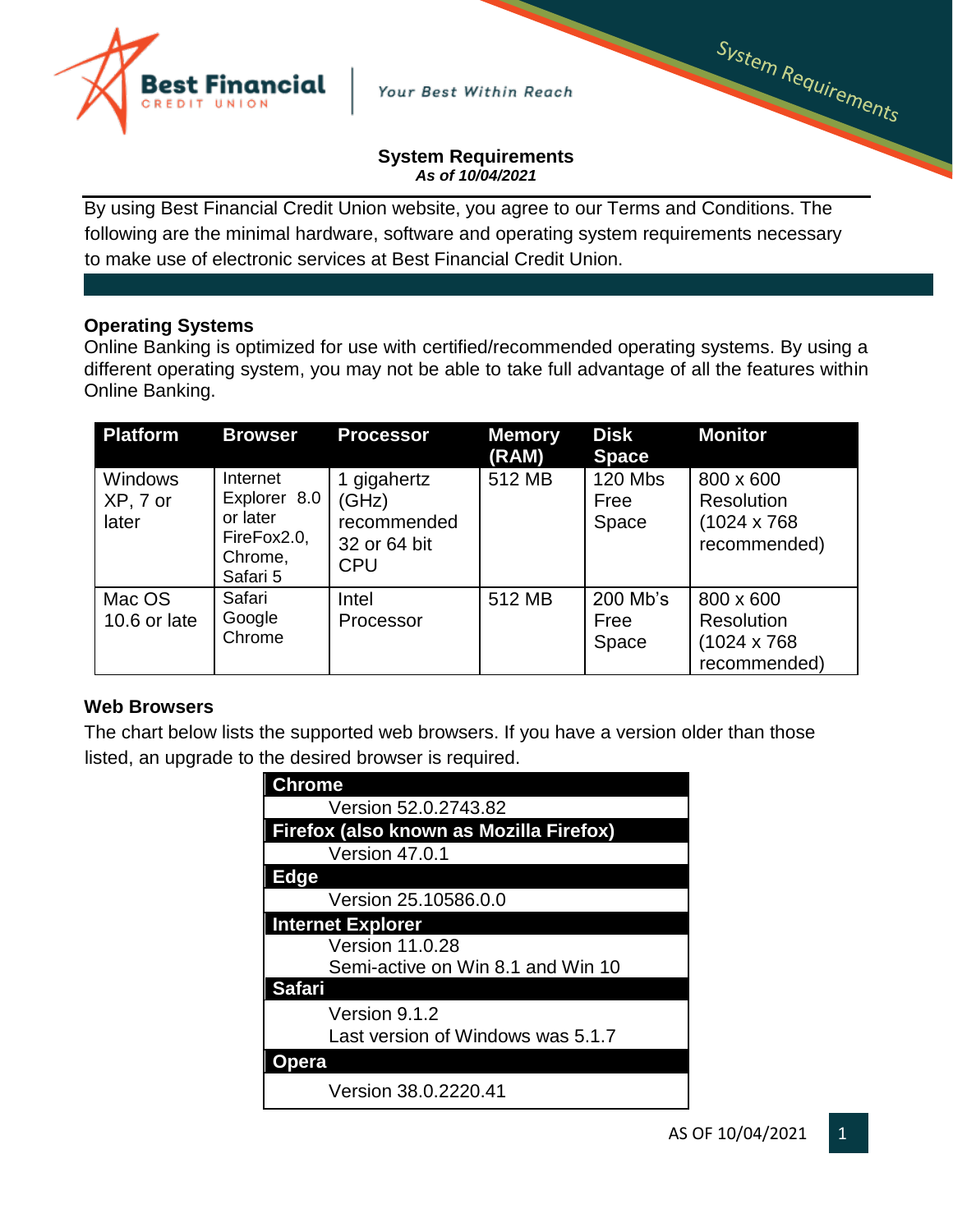# System Requirements

***As of 10/04/2021***

By using Best Financial Credit Union website, you agree to our Terms and Conditions. The following are the minimal hardware, software and operating system requirements necessary to make use of electronic services at Best Financial Credit Union.

## Operating Systems

Online Banking is optimized for use with certified/recommended operating systems. By using a different operating system, you may not be able to take full advantage of all the features within Online Banking.

| Platform | Browser | Processor | Memory (RAM) | Disk Space | Monitor |
| --- | --- | --- | --- | --- | --- |
| Windows XP, 7 or later | Internet Explorer 8.0 or later FireFox2.0, Chrome, Safari 5 | 1 gigahertz (GHz) recommended 32 or 64 bit CPU | 512 MB | 120 Mbs Free Space | 800 x 600 Resolution (1024 x 768 recommended) |
| Mac OS 10.6 or late | Safari Google Chrome | Intel Processor | 512 MB | 200 Mb's Free Space | 800 x 600 Resolution (1024 x 768 recommended) |

## Web Browsers

The chart below lists the supported web browsers. If you have a version older than those listed, an upgrade to the desired browser is required.

| Browser | Version |
| --- | --- |
| **Chrome** | Version 52.0.2743.82 |
| **Firefox (also known as Mozilla Firefox)** | Version 47.0.1 |
| **Edge** | Version 25.10586.0.0 |
| **Internet Explorer** | Version 11.0.28<br>Semi-active on Win 8.1 and Win 10 |
| **Safari** | Version 9.1.2<br>Last version of Windows was 5.1.7 |
| **Opera** | Version 38.0.2220.41 |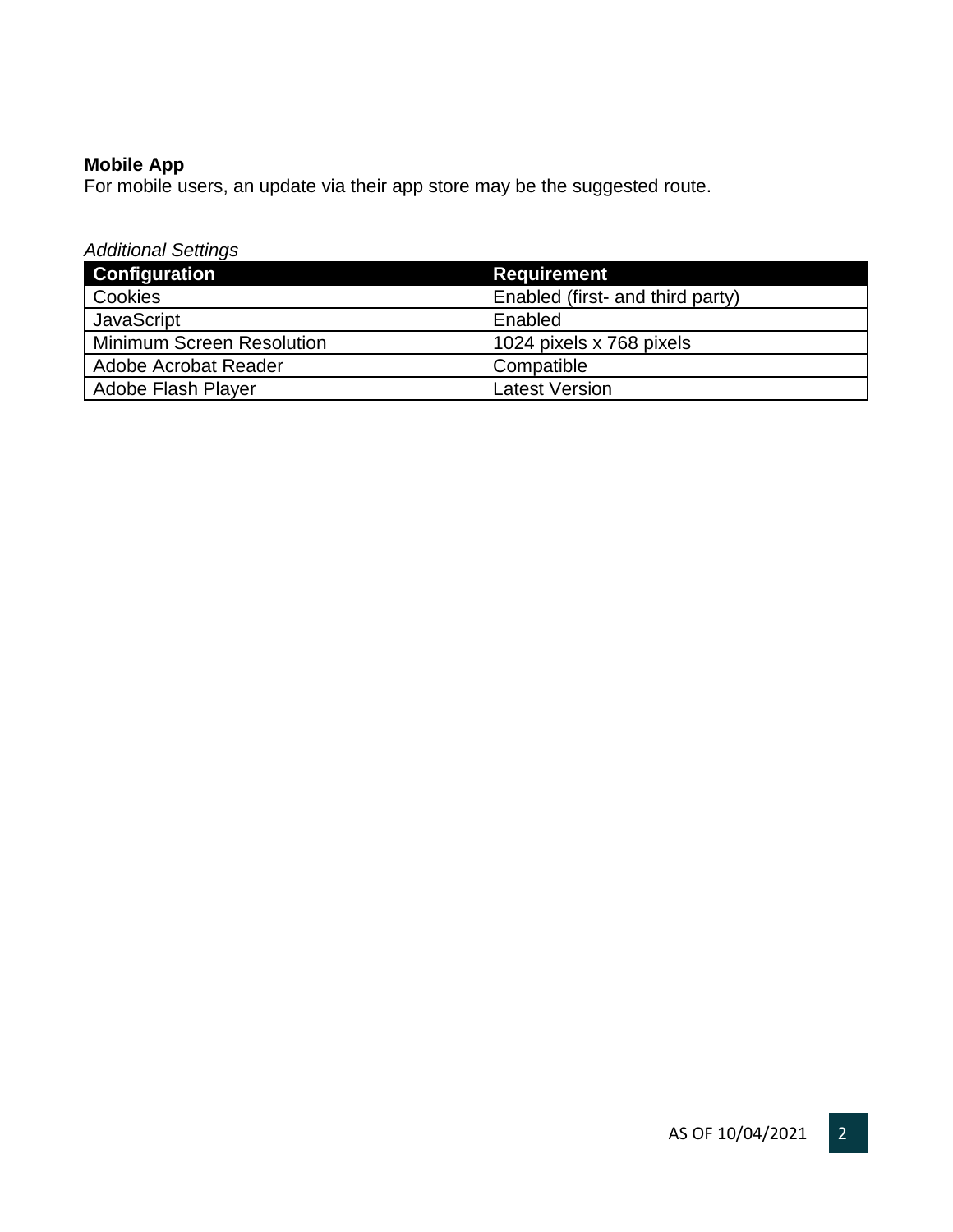**Mobile App**

For mobile users, an update via their app store may be the suggested route.

*Additional Settings*

| Configuration | Requirement |
|---|---|
| Cookies | Enabled (first- and third party) |
| JavaScript | Enabled |
| Minimum Screen Resolution | 1024 pixels x 768 pixels |
| Adobe Acrobat Reader | Compatible |
| Adobe Flash Player | Latest Version |